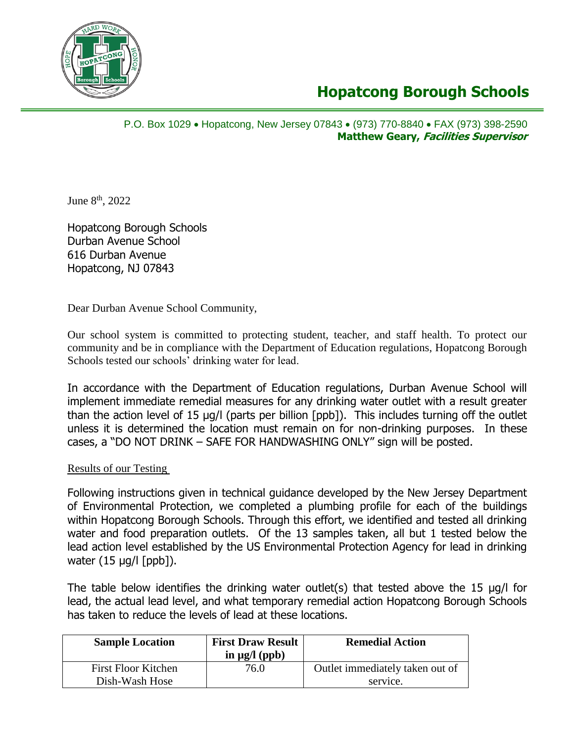# Hopatcong Borough Schools

P.O. Box 1029 • Hopatcong, New Jersey 07843 • (973) 770-8840 • FAX (973) 398-2590
**Matthew Geary, *Facilities Supervisor***

June 8th, 2022

Hopatcong Borough Schools
Durban Avenue School
616 Durban Avenue
Hopatcong, NJ 07843

Dear Durban Avenue School Community,

Our school system is committed to protecting student, teacher, and staff health. To protect our community and be in compliance with the Department of Education regulations, Hopatcong Borough Schools tested our schools' drinking water for lead.

In accordance with the Department of Education regulations, Durban Avenue School will implement immediate remedial measures for any drinking water outlet with a result greater than the action level of 15 µg/l (parts per billion [ppb]). This includes turning off the outlet unless it is determined the location must remain on for non-drinking purposes. In these cases, a "DO NOT DRINK – SAFE FOR HANDWASHING ONLY" sign will be posted.

Results of our Testing

Following instructions given in technical guidance developed by the New Jersey Department of Environmental Protection, we completed a plumbing profile for each of the buildings within Hopatcong Borough Schools. Through this effort, we identified and tested all drinking water and food preparation outlets. Of the 13 samples taken, all but 1 tested below the lead action level established by the US Environmental Protection Agency for lead in drinking water (15 µg/l [ppb]).

The table below identifies the drinking water outlet(s) that tested above the 15 µg/l for lead, the actual lead level, and what temporary remedial action Hopatcong Borough Schools has taken to reduce the levels of lead at these locations.

| Sample Location | First Draw Result in µg/l (ppb) | Remedial Action |
| --- | --- | --- |
| First Floor Kitchen Dish-Wash Hose | 76.0 | Outlet immediately taken out of service. |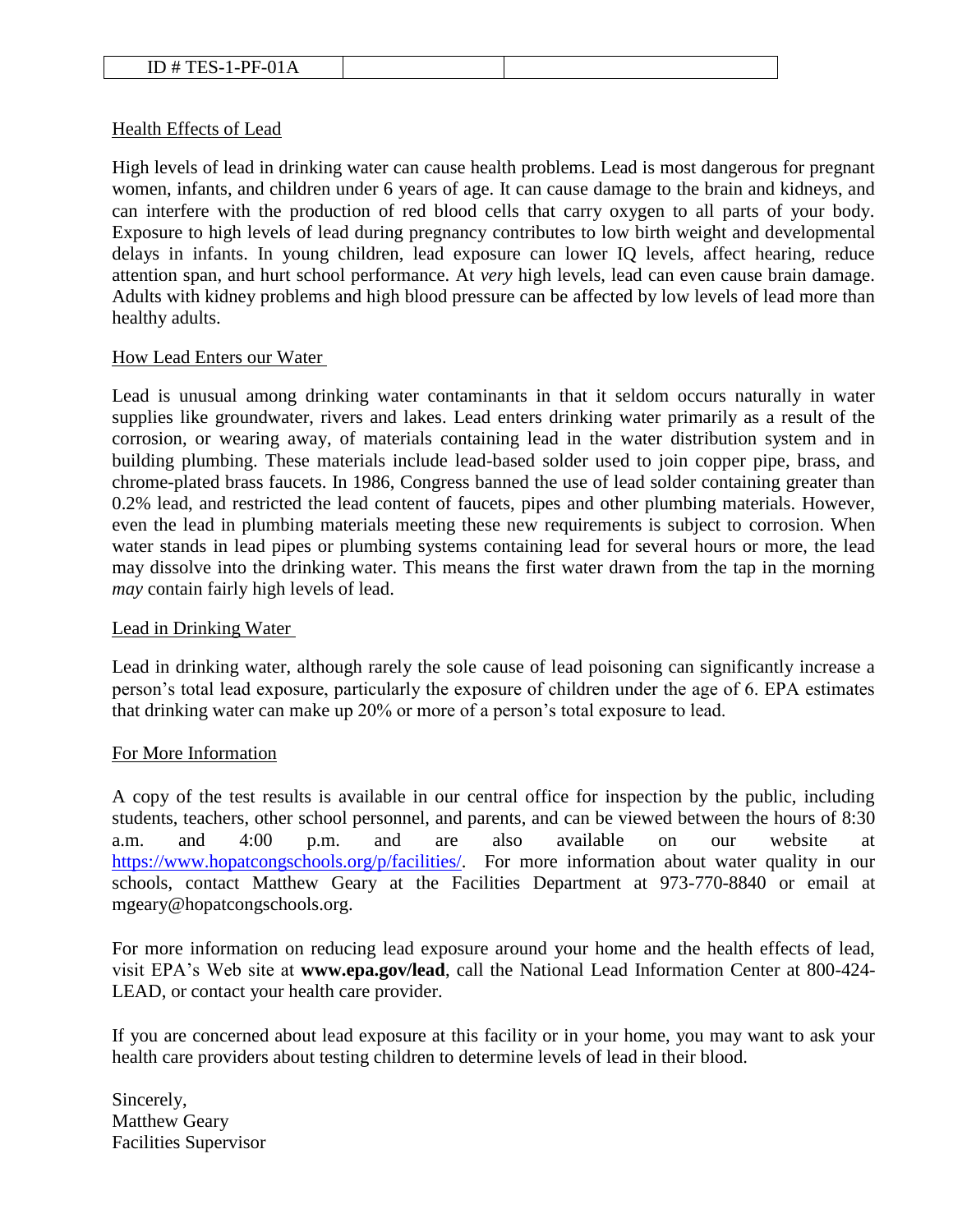| ID # TES-1-PF-01A | | |
|---|---|---|

## Health Effects of Lead

High levels of lead in drinking water can cause health problems. Lead is most dangerous for pregnant women, infants, and children under 6 years of age. It can cause damage to the brain and kidneys, and can interfere with the production of red blood cells that carry oxygen to all parts of your body. Exposure to high levels of lead during pregnancy contributes to low birth weight and developmental delays in infants. In young children, lead exposure can lower IQ levels, affect hearing, reduce attention span, and hurt school performance. At *very* high levels, lead can even cause brain damage. Adults with kidney problems and high blood pressure can be affected by low levels of lead more than healthy adults.

## How Lead Enters our Water

Lead is unusual among drinking water contaminants in that it seldom occurs naturally in water supplies like groundwater, rivers and lakes. Lead enters drinking water primarily as a result of the corrosion, or wearing away, of materials containing lead in the water distribution system and in building plumbing. These materials include lead-based solder used to join copper pipe, brass, and chrome-plated brass faucets. In 1986, Congress banned the use of lead solder containing greater than 0.2% lead, and restricted the lead content of faucets, pipes and other plumbing materials. However, even the lead in plumbing materials meeting these new requirements is subject to corrosion. When water stands in lead pipes or plumbing systems containing lead for several hours or more, the lead may dissolve into the drinking water. This means the first water drawn from the tap in the morning *may* contain fairly high levels of lead.

## Lead in Drinking Water

Lead in drinking water, although rarely the sole cause of lead poisoning can significantly increase a person's total lead exposure, particularly the exposure of children under the age of 6. EPA estimates that drinking water can make up 20% or more of a person's total exposure to lead.

## For More Information

A copy of the test results is available in our central office for inspection by the public, including students, teachers, other school personnel, and parents, and can be viewed between the hours of 8:30 a.m. and 4:00 p.m. and are also available on our website at https://www.hopatcongschools.org/p/facilities/. For more information about water quality in our schools, contact Matthew Geary at the Facilities Department at 973-770-8840 or email at mgeary@hopatcongschools.org.

For more information on reducing lead exposure around your home and the health effects of lead, visit EPA's Web site at **www.epa.gov/lead**, call the National Lead Information Center at 800-424-LEAD, or contact your health care provider.

If you are concerned about lead exposure at this facility or in your home, you may want to ask your health care providers about testing children to determine levels of lead in their blood.

Sincerely,
Matthew Geary
Facilities Supervisor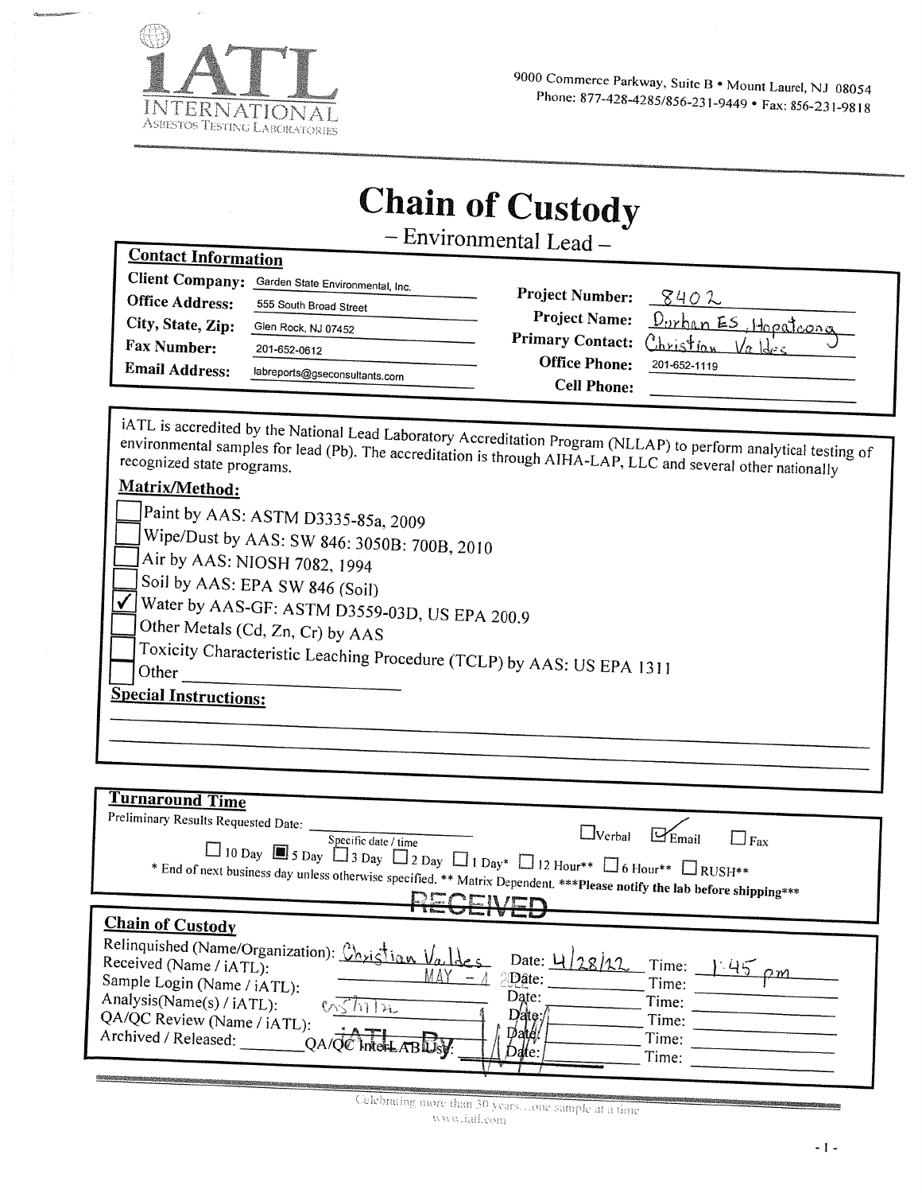iATL INTERNATIONAL ASBESTOS TESTING LABORATORIES

9000 Commerce Parkway, Suite B • Mount Laurel, NJ 08054
Phone: 877-428-4285/856-231-9449 • Fax: 856-231-9818

# Chain of Custody

## – Environmental Lead –

### Contact Information

| | | | |
|---|---|---|---|
| **Client Company:** | Garden State Environmental, Inc. | **Project Number:** | 8402 |
| **Office Address:** | 555 South Broad Street | **Project Name:** | Durban ES, Hopatcong |
| **City, State, Zip:** | Glen Rock, NJ 07452 | **Primary Contact:** | Christian Valdes |
| **Fax Number:** | 201-652-0612 | **Office Phone:** | 201-652-1119 |
| **Email Address:** | labreports@gseconsultants.com | **Cell Phone:** | |

iATL is accredited by the National Lead Laboratory Accreditation Program (NLLAP) to perform analytical testing of environmental samples for lead (Pb). The accreditation is through AIHA-LAP, LLC and several other nationally recognized state programs.

### Matrix/Method:

- ☐ Paint by AAS: ASTM D3335-85a, 2009
- ☐ Wipe/Dust by AAS: SW 846: 3050B: 700B, 2010
- ☐ Air by AAS: NIOSH 7082, 1994
- ☐ Soil by AAS: EPA SW 846 (Soil)
- ☑ Water by AAS-GF: ASTM D3559-03D, US EPA 200.9
- ☐ Other Metals (Cd, Zn, Cr) by AAS
- ☐ Toxicity Characteristic Leaching Procedure (TCLP) by AAS: US EPA 1311
- ☐ Other ______

### Special Instructions:

### Turnaround Time

Preliminary Results Requested Date: ______ (Specific date / time) ☐ Verbal ☑ Email ☐ Fax

☐ 10 Day ■ 5 Day ☐ 3 Day ☐ 2 Day ☐ 1 Day* ☐ 12 Hour** ☐ 6 Hour** ☐ RUSH**

\* End of next business day unless otherwise specified. ** Matrix Dependent. ***Please notify the lab before shipping***

RECEIVED

### Chain of Custody

| | | | |
|---|---|---|---|
| Relinquished (Name/Organization): Christian Valdes | Date: 4/28/22 | Time: 1:45 pm |
| Received (Name / iATL): MAY - 4 2022 | Date: | Time: |
| Sample Login (Name / iATL): | Date: | Time: |
| Analysis(Name(s) / iATL): | Date: | Time: |
| QA/QC Review (Name / iATL): | Date: | Time: |
| Archived / Released: ______ QA/QC InterLAB Use: iATL By | Date: | Time: |

Celebrating more than 30 years....one sample at a time
www.iatl.com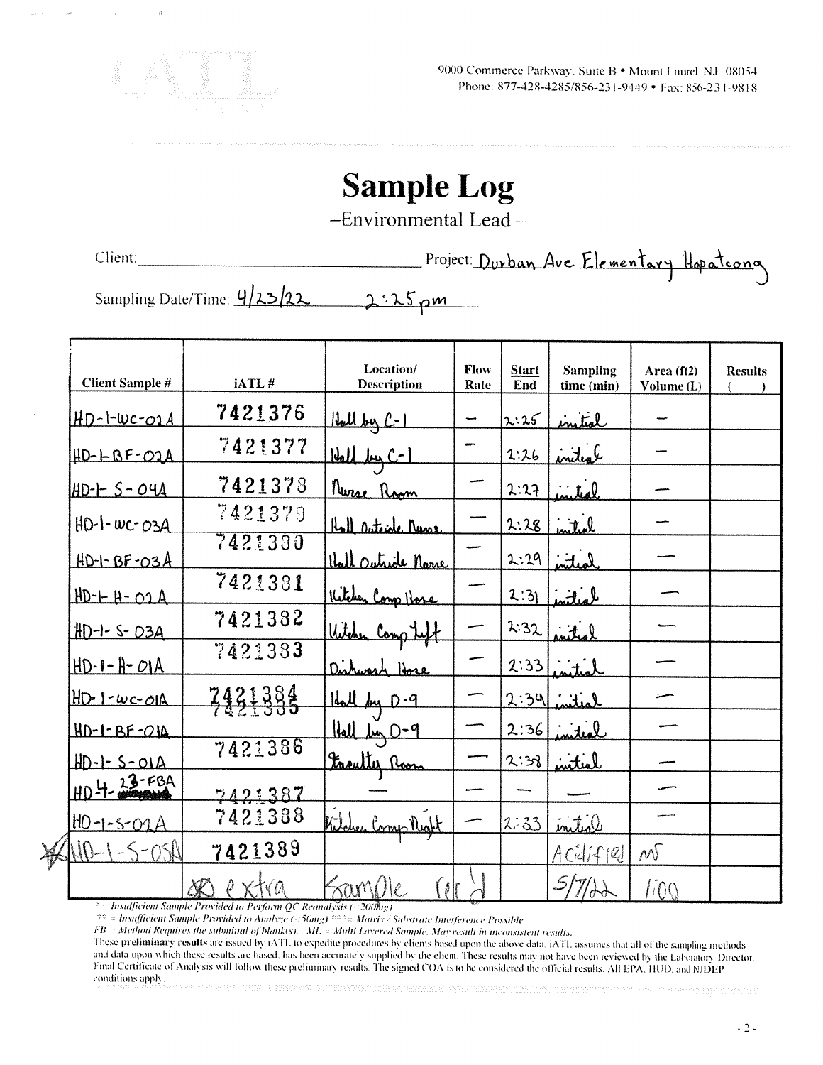iATL

9000 Commerce Parkway, Suite B • Mount Laurel, NJ 08054
Phone: 877-428-4285/856-231-9449 • Fax: 856-231-9818

# Sample Log

–Environmental Lead–

Client: \_\_\_\_\_\_\_\_\_\_\_\_\_\_\_\_ Project: Durban Ave Elementary Hopatcong

Sampling Date/Time: 4/23/22 2:25 pm

| Client Sample # | iATL # | Location/ Description | Flow Rate | Start End | Sampling time (min) | Area (ft2) Volume (L) | Results ( ) |
|---|---|---|---|---|---|---|---|
| HD-1-WC-02A | 7421376 | Hall by C-1 | — | 2:25 | initial | — | |
| HD-1-BF-02A | 7421377 | Hall by C-1 | — | 2:26 | initial | — | |
| HD-1-S-04A | 7421378 | Nurse Room | — | 2:27 | initial | — | |
| HD-1-WC-03A | 7421379 | Hall outside Nurse | — | 2:28 | initial | — | |
| HD-1-BF-03A | 7421380 | Hall Outside Nurse | — | 2:29 | initial | — | |
| HD-1-H-02A | 7421381 | Kitchen Comp Hose | — | 2:31 | initial | — | |
| HD-1-S-03A | 7421382 | Kitchen Comp Left | — | 2:32 | initial | — | |
| HD-1-H-01A | 7421383 | Dishwash Hose | — | 2:33 | initial | — | |
| HD-1-WC-01A | 7421384 | Hall by D-9 | — | 2:34 | initial | — | |
| HD-1-BF-01A | 7421385 | Hall by D-9 | — | 2:36 | initial | — | |
| HD-1-S-01A | 7421386 | Faculty Room | — | 2:38 | initial | — | |
| HD-4-23-FBA | 7421387 | — | — | — | — | — | |
| HD-1-S-02A | 7421388 | Kitchen Comp Right | — | 2:33 | initial | — | |
| HD-1-S-05A | 7421389 | | | | Acidified | MS | |
| | extra | Sample rec'd | | | 5/7/22 | 1:00 | |

*\* = Insufficient Sample Provided to Perform QC Reanalysis (<200mg)*
*\*\* = Insufficient Sample Provided to Analyze (<50mg) \*\*\* = Matrix / Substrate Interference Possible*
*FB = Method Requires the submittal of blank(s). ML = Multi Layered Sample. May result in inconsistent results.*

These **preliminary results** are issued by iATL to expedite procedures by clients based upon the above data. iATL assumes that all of the sampling methods and data upon which these results are based, has been accurately supplied by the client. These results may not have been reviewed by the Laboratory Director. Final Certificate of Analysis will follow these preliminary results. The signed COA is to be considered the official results. All EPA, HUD, and NJDEP conditions apply.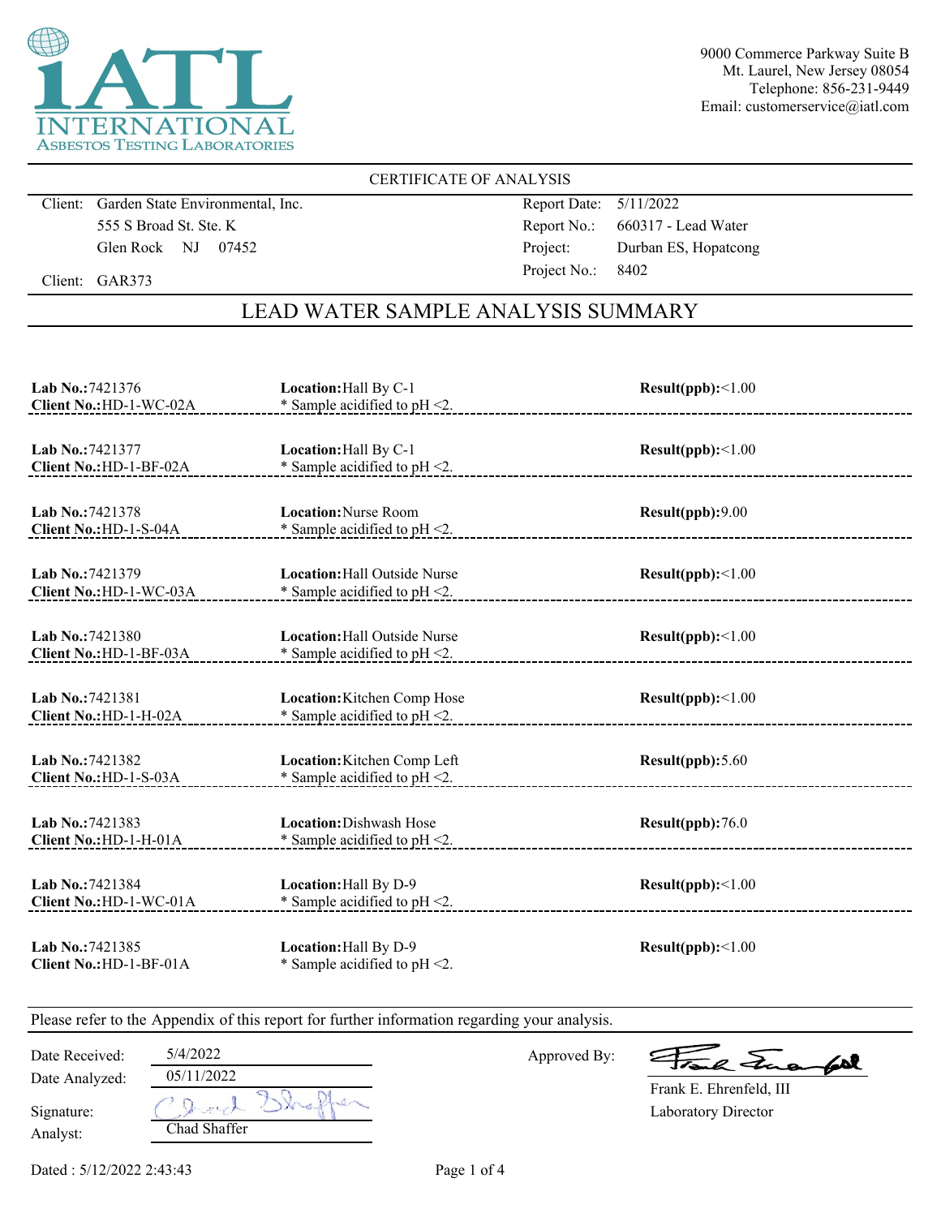iATL INTERNATIONAL ASBESTOS TESTING LABORATORIES

9000 Commerce Parkway Suite B
Mt. Laurel, New Jersey 08054
Telephone: 856-231-9449
Email: customerservice@iatl.com

CERTIFICATE OF ANALYSIS

| | |
|---|---|
| Client: Garden State Environmental, Inc.<br>555 S Broad St. Ste. K<br>Glen Rock NJ 07452 | Report Date: 5/11/2022<br>Report No.: 660317 - Lead Water<br>Project: Durban ES, Hopatcong |
| Client: GAR373 | Project No.: 8402 |

## LEAD WATER SAMPLE ANALYSIS SUMMARY

| Lab No. / Client No. | Location | Result(ppb) |
|---|---|---|
| **Lab No.:**7421376<br>**Client No.:**HD-1-WC-02A | **Location:**Hall By C-1<br>* Sample acidified to pH <2. | **Result(ppb):**<1.00 |
| **Lab No.:**7421377<br>**Client No.:**HD-1-BF-02A | **Location:**Hall By C-1<br>* Sample acidified to pH <2. | **Result(ppb):**<1.00 |
| **Lab No.:**7421378<br>**Client No.:**HD-1-S-04A | **Location:**Nurse Room<br>* Sample acidified to pH <2. | **Result(ppb):**9.00 |
| **Lab No.:**7421379<br>**Client No.:**HD-1-WC-03A | **Location:**Hall Outside Nurse<br>* Sample acidified to pH <2. | **Result(ppb):**<1.00 |
| **Lab No.:**7421380<br>**Client No.:**HD-1-BF-03A | **Location:**Hall Outside Nurse<br>* Sample acidified to pH <2. | **Result(ppb):**<1.00 |
| **Lab No.:**7421381<br>**Client No.:**HD-1-H-02A | **Location:**Kitchen Comp Hose<br>* Sample acidified to pH <2. | **Result(ppb):**<1.00 |
| **Lab No.:**7421382<br>**Client No.:**HD-1-S-03A | **Location:**Kitchen Comp Left<br>* Sample acidified to pH <2. | **Result(ppb):**5.60 |
| **Lab No.:**7421383<br>**Client No.:**HD-1-H-01A | **Location:**Dishwash Hose<br>* Sample acidified to pH <2. | **Result(ppb):**76.0 |
| **Lab No.:**7421384<br>**Client No.:**HD-1-WC-01A | **Location:**Hall By D-9<br>* Sample acidified to pH <2. | **Result(ppb):**<1.00 |
| **Lab No.:**7421385<br>**Client No.:**HD-1-BF-01A | **Location:**Hall By D-9<br>* Sample acidified to pH <2. | **Result(ppb):**<1.00 |

Please refer to the Appendix of this report for further information regarding your analysis.

| | | | |
|---|---|---|---|
| Date Received: | 5/4/2022 | Approved By: | [signature] |
| Date Analyzed: | 05/11/2022 | | Frank E. Ehrenfeld, III<br>Laboratory Director |
| Signature: | [signature] | | |
| Analyst: | Chad Shaffer | | |

Dated : 5/12/2022 2:43:43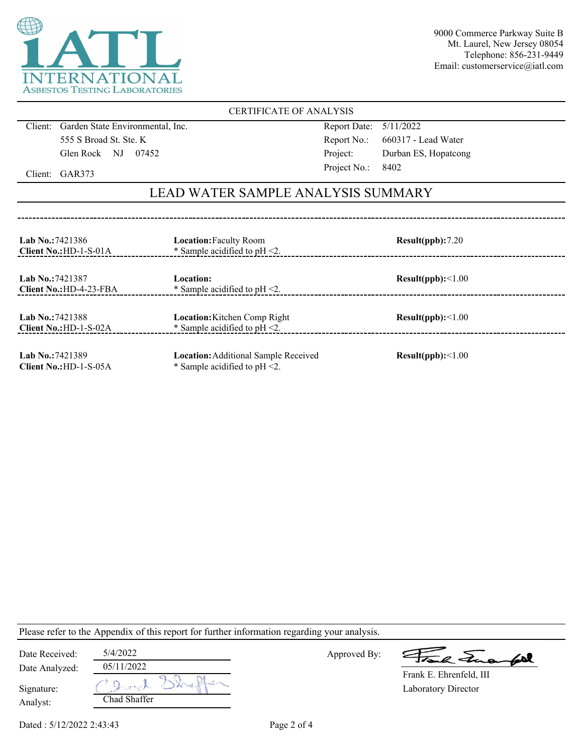**iATL INTERNATIONAL ASBESTOS TESTING LABORATORIES**

9000 Commerce Parkway Suite B
Mt. Laurel, New Jersey 08054
Telephone: 856-231-9449
Email: customerservice@iatl.com

CERTIFICATE OF ANALYSIS

| | |
|---|---|
| Client: Garden State Environmental, Inc. | Report Date: 5/11/2022 |
| 555 S Broad St. Ste. K | Report No.: 660317 - Lead Water |
| Glen Rock NJ 07452 | Project: Durban ES, Hopatcong |
| Client: GAR373 | Project No.: 8402 |

## LEAD WATER SAMPLE ANALYSIS SUMMARY

| Lab No. / Client No. | Location | Result(ppb) |
|---|---|---|
| **Lab No.:** 7421386 **Client No.:** HD-1-S-01A | **Location:** Faculty Room * Sample acidified to pH <2. | **Result(ppb):** 7.20 |
| **Lab No.:** 7421387 **Client No.:** HD-4-23-FBA | **Location:** * Sample acidified to pH <2. | **Result(ppb):** <1.00 |
| **Lab No.:** 7421388 **Client No.:** HD-1-S-02A | **Location:** Kitchen Comp Right * Sample acidified to pH <2. | **Result(ppb):** <1.00 |
| **Lab No.:** 7421389 **Client No.:** HD-1-S-05A | **Location:** Additional Sample Received * Sample acidified to pH <2. | **Result(ppb):** <1.00 |

Please refer to the Appendix of this report for further information regarding your analysis.

Date Received: 5/4/2022
Date Analyzed: 05/11/2022
Signature: Chad Shaffer
Analyst: Chad Shaffer

Approved By: Frank E. Ehrenfeld, III
Laboratory Director

Dated : 5/12/2022 2:43:43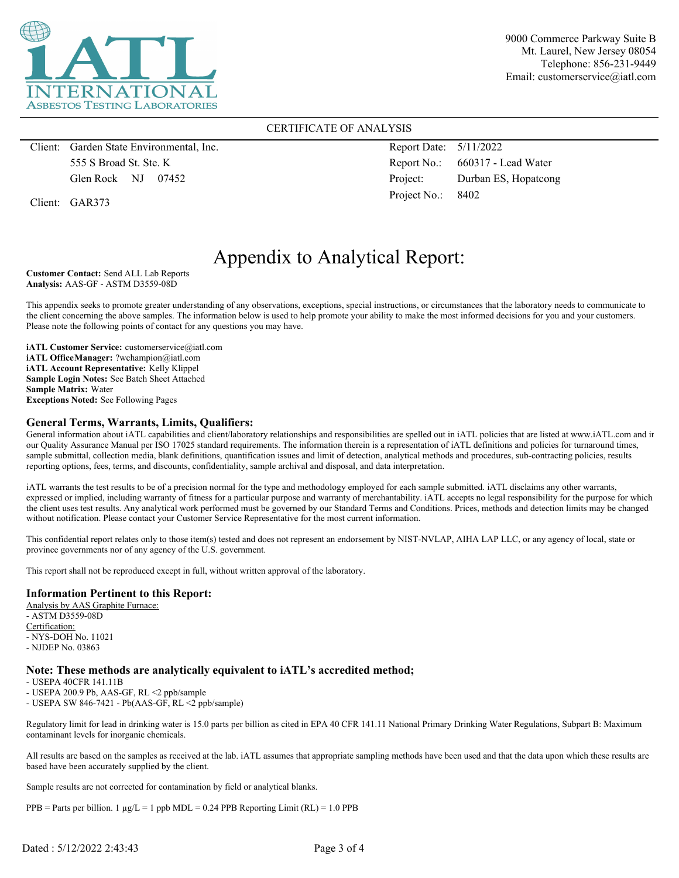iATL INTERNATIONAL ASBESTOS TESTING LABORATORIES

9000 Commerce Parkway Suite B
Mt. Laurel, New Jersey 08054
Telephone: 856-231-9449
Email: customerservice@iatl.com

CERTIFICATE OF ANALYSIS

| | | | |
|---|---|---|---|
| Client: | Garden State Environmental, Inc. | Report Date: | 5/11/2022 |
| | 555 S Broad St. Ste. K | Report No.: | 660317 - Lead Water |
| | Glen Rock NJ 07452 | Project: | Durban ES, Hopatcong |
| Client: | GAR373 | Project No.: | 8402 |

# Appendix to Analytical Report:

**Customer Contact:** Send ALL Lab Reports
**Analysis:** AAS-GF - ASTM D3559-08D

This appendix seeks to promote greater understanding of any observations, exceptions, special instructions, or circumstances that the laboratory needs to communicate to the client concerning the above samples. The information below is used to help promote your ability to make the most informed decisions for you and your customers. Please note the following points of contact for any questions you may have.

**iATL Customer Service:** customerservice@iatl.com
**iATL OfficeManager:** ?wchampion@iatl.com
**iATL Account Representative:** Kelly Klippel
**Sample Login Notes:** See Batch Sheet Attached
**Sample Matrix:** Water
**Exceptions Noted:** See Following Pages

## General Terms, Warrants, Limits, Qualifiers:

General information about iATL capabilities and client/laboratory relationships and responsibilities are spelled out in iATL policies that are listed at www.iATL.com and in our Quality Assurance Manual per ISO 17025 standard requirements. The information therein is a representation of iATL definitions and policies for turnaround times, sample submittal, collection media, blank definitions, quantification issues and limit of detection, analytical methods and procedures, sub-contracting policies, results reporting options, fees, terms, and discounts, confidentiality, sample archival and disposal, and data interpretation.

iATL warrants the test results to be of a precision normal for the type and methodology employed for each sample submitted. iATL disclaims any other warrants, expressed or implied, including warranty of fitness for a particular purpose and warranty of merchantability. iATL accepts no legal responsibility for the purpose for which the client uses test results. Any analytical work performed must be governed by our Standard Terms and Conditions. Prices, methods and detection limits may be changed without notification. Please contact your Customer Service Representative for the most current information.

This confidential report relates only to those item(s) tested and does not represent an endorsement by NIST-NVLAP, AIHA LAP LLC, or any agency of local, state or province governments nor of any agency of the U.S. government.

This report shall not be reproduced except in full, without written approval of the laboratory.

## Information Pertinent to this Report:

Analysis by AAS Graphite Furnace:
- ASTM D3559-08D

Certification:
- NYS-DOH No. 11021
- NJDEP No. 03863

## Note: These methods are analytically equivalent to iATL's accredited method;

- USEPA 40CFR 141.11B
- USEPA 200.9 Pb, AAS-GF, RL <2 ppb/sample
- USEPA SW 846-7421 - Pb(AAS-GF, RL <2 ppb/sample)

Regulatory limit for lead in drinking water is 15.0 parts per billion as cited in EPA 40 CFR 141.11 National Primary Drinking Water Regulations, Subpart B: Maximum contaminant levels for inorganic chemicals.

All results are based on the samples as received at the lab. iATL assumes that appropriate sampling methods have been used and that the data upon which these results are based have been accurately supplied by the client.

Sample results are not corrected for contamination by field or analytical blanks.

PPB = Parts per billion. 1 µg/L = 1 ppb MDL = 0.24 PPB Reporting Limit (RL) = 1.0 PPB

Dated : 5/12/2022 2:43:43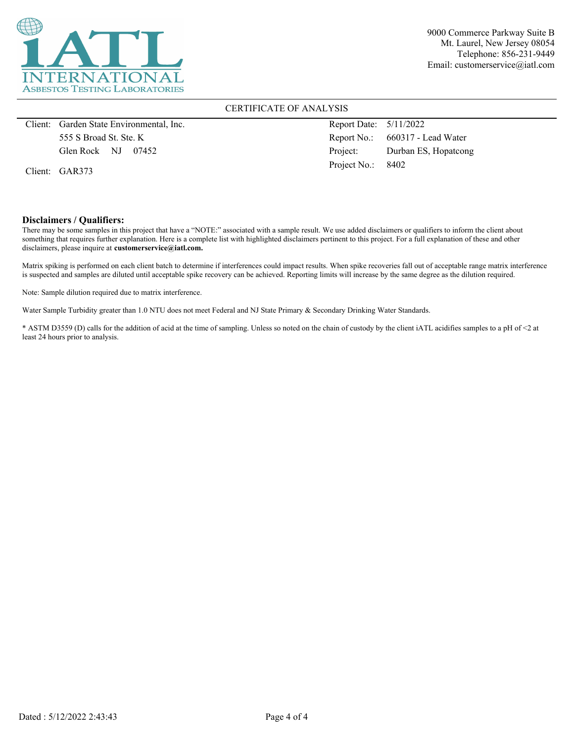iATL INTERNATIONAL ASBESTOS TESTING LABORATORIES

9000 Commerce Parkway Suite B
Mt. Laurel, New Jersey 08054
Telephone: 856-231-9449
Email: customerservice@iatl.com

CERTIFICATE OF ANALYSIS

| | | | |
|---|---|---|---|
| Client: | Garden State Environmental, Inc. | Report Date: | 5/11/2022 |
| | 555 S Broad St. Ste. K | Report No.: | 660317 - Lead Water |
| | Glen Rock NJ 07452 | Project: | Durban ES, Hopatcong |
| Client: | GAR373 | Project No.: | 8402 |

**Disclaimers / Qualifiers:**

There may be some samples in this project that have a "NOTE:" associated with a sample result. We use added disclaimers or qualifiers to inform the client about something that requires further explanation. Here is a complete list with highlighted disclaimers pertinent to this project. For a full explanation of these and other disclaimers, please inquire at **customerservice@iatl.com.**

Matrix spiking is performed on each client batch to determine if interferences could impact results. When spike recoveries fall out of acceptable range matrix interference is suspected and samples are diluted until acceptable spike recovery can be achieved. Reporting limits will increase by the same degree as the dilution required.

Note: Sample dilution required due to matrix interference.

Water Sample Turbidity greater than 1.0 NTU does not meet Federal and NJ State Primary & Secondary Drinking Water Standards.

* ASTM D3559 (D) calls for the addition of acid at the time of sampling. Unless so noted on the chain of custody by the client iATL acidifies samples to a pH of <2 at least 24 hours prior to analysis.

Dated : 5/12/2022 2:43:43